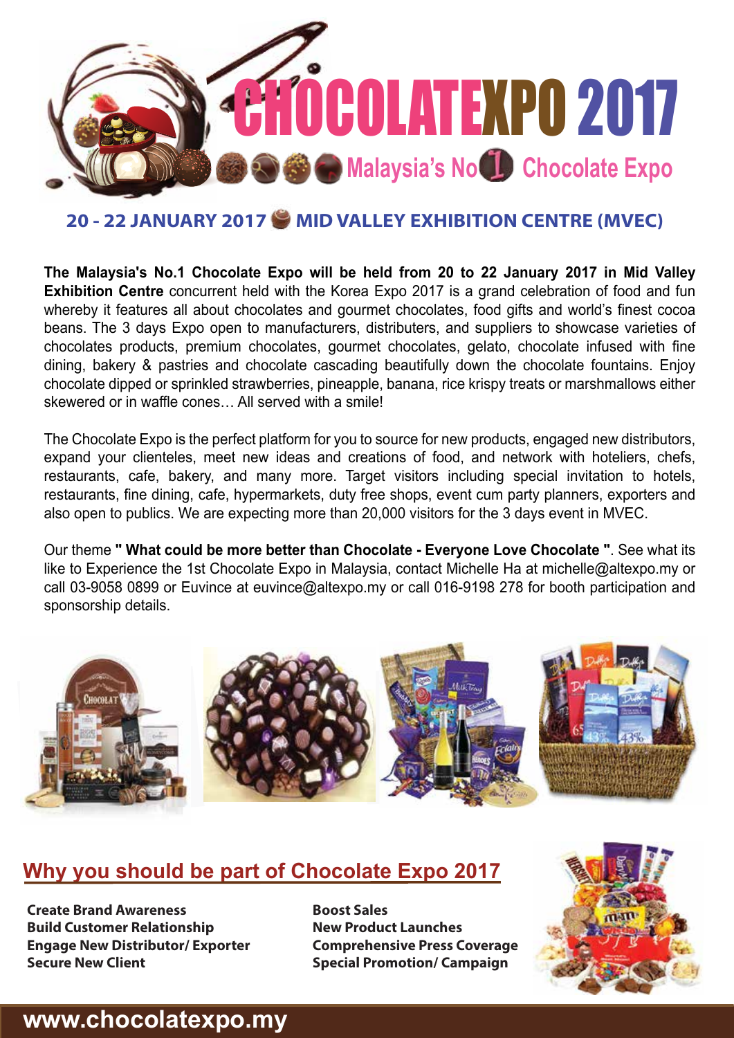# CHOCOLATEXPO 2017

## Malaysia's No 1 Chocolate Expo

**20 - 22 JANUARY 2017 MID VALLEY EXHIBITION CENTRE (MVEC)**

**The Malaysia's No.1 Chocolate Expo will be held from 20 to 22 January 2017 in Mid Valley Exhibition Centre** concurrent held with the Korea Expo 2017 is a grand celebration of food and fun whereby it features all about chocolates and gourmet chocolates, food gifts and world's finest cocoa beans. The 3 days Expo open to manufacturers, distributers, and suppliers to showcase varieties of chocolates products, premium chocolates, gourmet chocolates, gelato, chocolate infused with fine dining, bakery & pastries and chocolate cascading beautifully down the chocolate fountains. Enjoy chocolate dipped or sprinkled strawberries, pineapple, banana, rice krispy treats or marshmallows either skewered or in waffle cones… All served with a smile!

The Chocolate Expo is the perfect platform for you to source for new products, engaged new distributors, expand your clienteles, meet new ideas and creations of food, and network with hoteliers, chefs, restaurants, cafe, bakery, and many more. Target visitors including special invitation to hotels, restaurants, fine dining, cafe, hypermarkets, duty free shops, event cum party planners, exporters and also open to publics. We are expecting more than 20,000 visitors for the 3 days event in MVEC.

Our theme **" What could be more better than Chocolate - Everyone Love Chocolate "**. See what its like to Experience the 1st Chocolate Expo in Malaysia, contact Michelle Ha at michelle@altexpo.my or call 03-9058 0899 or Euvince at euvince@altexpo.my or call 016-9198 278 for booth participation and sponsorship details.

## Why you should be part of Chocolate Expo 2017

- **Create Brand Awareness**
- **Build Customer Relationship**
- **Engage New Distributor/ Exporter**
- **Secure New Client**
- **Boost Sales**
- **New Product Launches**
- **Comprehensive Press Coverage**
- **Special Promotion/ Campaign**

**www.chocolatexpo.my**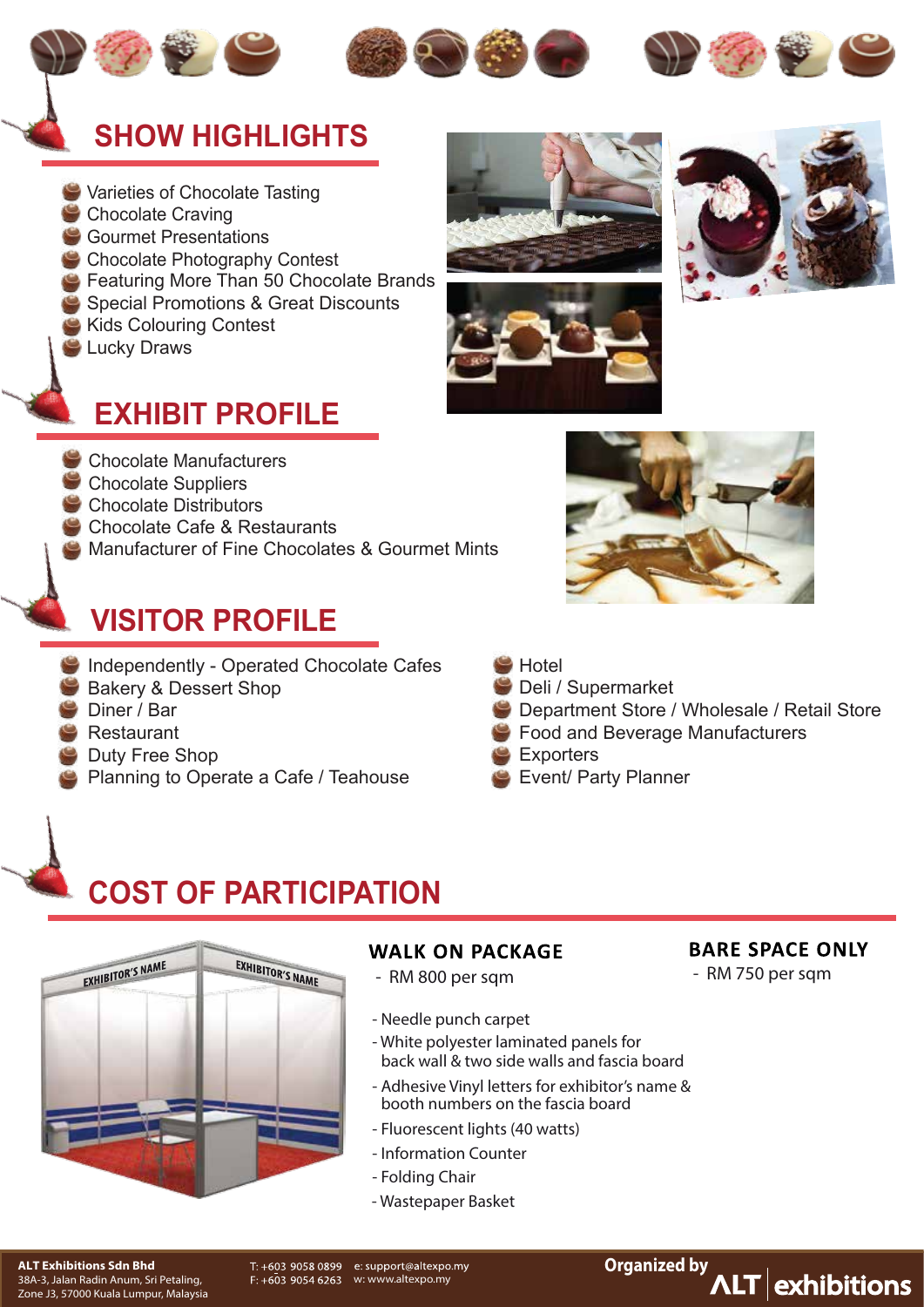## SHOW HIGHLIGHTS

- Varieties of Chocolate Tasting
- Chocolate Craving
- Gourmet Presentations
- Chocolate Photography Contest
- Featuring More Than 50 Chocolate Brands
- Special Promotions & Great Discounts
- Kids Colouring Contest
- Lucky Draws

## EXHIBIT PROFILE

- Chocolate Manufacturers
- Chocolate Suppliers
- Chocolate Distributors
- Chocolate Cafe & Restaurants
- Manufacturer of Fine Chocolates & Gourmet Mints

## VISITOR PROFILE

- Independently - Operated Chocolate Cafes
- Bakery & Dessert Shop
- Diner / Bar
- Restaurant
- Duty Free Shop
- Planning to Operate a Cafe / Teahouse
- Hotel
- Deli / Supermarket
- Department Store / Wholesale / Retail Store
- Food and Beverage Manufacturers
- Exporters
- Event/ Party Planner

## COST OF PARTICIPATION

EXHIBITOR'S NAME

EXHIBITOR'S NAME

### WALK ON PACKAGE

- RM 800 per sqm

- Needle punch carpet
- White polyester laminated panels for back wall & two side walls and fascia board
- Adhesive Vinyl letters for exhibitor's name & booth numbers on the fascia board
- Fluorescent lights (40 watts)
- Information Counter
- Folding Chair
- Wastepaper Basket

### BARE SPACE ONLY

- RM 750 per sqm

**ALT Exhibitions Sdn Bhd**
38A-3, Jalan Radin Anum, Sri Petaling,
Zone J3, 57000 Kuala Lumpur, Malaysia

T: +603 9058 0899 e: support@altexpo.my
F: +603 9054 6263 w: www.altexpo.my

Organized by ALT | exhibitions